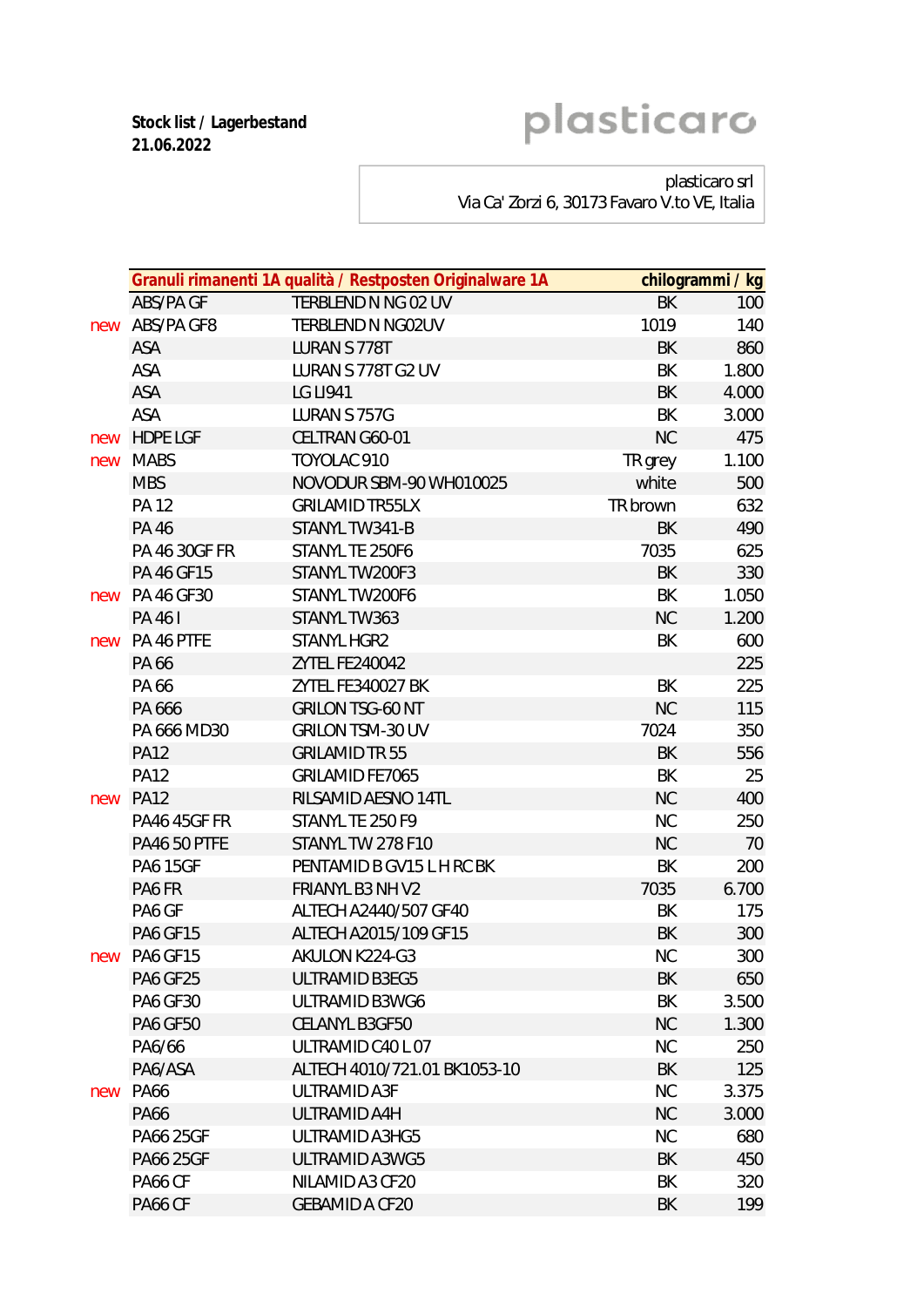**Stock list / Lagerbestand**
**21.06.2022**

plasticaro

plasticaro srl
Via Ca' Zorzi 6, 30173 Favaro V.to VE, Italia

| | Granuli rimanenti 1A qualità / Restposten Originalware 1A | | chilogrammi / kg | |
|---|---|---|---|---|
| | ABS/PA GF | TERBLEND N NG 02 UV | BK | 100 |
| new | ABS/PA GF8 | TERBLEND N NG02UV | 1019 | 140 |
| | ASA | LURAN S 778T | BK | 860 |
| | ASA | LURAN S 778T G2 UV | BK | 1.800 |
| | ASA | LG LI941 | BK | 4.000 |
| | ASA | LURAN S 757G | BK | 3.000 |
| new | HDPE LGF | CELTRAN G60-01 | NC | 475 |
| new | MABS | TOYOLAC 910 | TR grey | 1.100 |
| | MBS | NOVODUR SBM-90 WH010025 | white | 500 |
| | PA 12 | GRILAMID TR55LX | TR brown | 632 |
| | PA 46 | STANYL TW341-B | BK | 490 |
| | PA 46 30GF FR | STANYL TE 250F6 | 7035 | 625 |
| | PA 46 GF15 | STANYL TW200F3 | BK | 330 |
| new | PA 46 GF30 | STANYL TW200F6 | BK | 1.050 |
| | PA 46 I | STANYL TW363 | NC | 1.200 |
| new | PA 46 PTFE | STANYL HGR2 | BK | 600 |
| | PA 66 | ZYTEL FE240042 | | 225 |
| | PA 66 | ZYTEL FE340027 BK | BK | 225 |
| | PA 666 | GRILON TSG-60 NT | NC | 115 |
| | PA 666 MD30 | GRILON TSM-30 UV | 7024 | 350 |
| | PA12 | GRILAMID TR 55 | BK | 556 |
| | PA12 | GRILAMID FE7065 | BK | 25 |
| new | PA12 | RILSAMID AESNO 14TL | NC | 400 |
| | PA46 45GF FR | STANYL TE 250 F9 | NC | 250 |
| | PA46 50 PTFE | STANYL TW 278 F10 | NC | 70 |
| | PA6 15GF | PENTAMID B GV15 L H RC BK | BK | 200 |
| | PA6 FR | FRIANYL B3 NH V2 | 7035 | 6.700 |
| | PA6 GF | ALTECH A2440/507 GF40 | BK | 175 |
| | PA6 GF15 | ALTECH A2015/109 GF15 | BK | 300 |
| new | PA6 GF15 | AKULON K224-G3 | NC | 300 |
| | PA6 GF25 | ULTRAMID B3EG5 | BK | 650 |
| | PA6 GF30 | ULTRAMID B3WG6 | BK | 3.500 |
| | PA6 GF50 | CELANYL B3GF50 | NC | 1.300 |
| | PA6/66 | ULTRAMID C40 L 07 | NC | 250 |
| | PA6/ASA | ALTECH 4010/721.01 BK1053-10 | BK | 125 |
| new | PA66 | ULTRAMID A3F | NC | 3.375 |
| | PA66 | ULTRAMID A4H | NC | 3.000 |
| | PA66 25GF | ULTRAMID A3HG5 | NC | 680 |
| | PA66 25GF | ULTRAMID A3WG5 | BK | 450 |
| | PA66 CF | NILAMID A3 CF20 | BK | 320 |
| | PA66 CF | GEBAMID A CF20 | BK | 199 |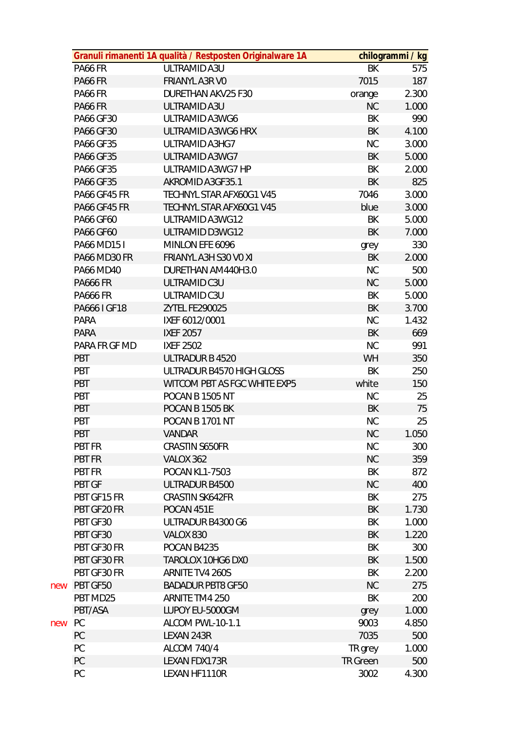| | Granuli rimanenti 1A qualità / Restposten Originalware 1A | | | chilogrammi / kg |
|---|---|---|---|---|
| | PA66 FR | ULTRAMID A3U | BK | 575 |
| | PA66 FR | FRIANYL A3R V0 | 7015 | 187 |
| | PA66 FR | DURETHAN AKV25 F30 | orange | 2.300 |
| | PA66 FR | ULTRAMID A3U | NC | 1.000 |
| | PA66 GF30 | ULTRAMID A3WG6 | BK | 990 |
| | PA66 GF30 | ULTRAMID A3WG6 HRX | BK | 4.100 |
| | PA66 GF35 | ULTRAMID A3HG7 | NC | 3.000 |
| | PA66 GF35 | ULTRAMID A3WG7 | BK | 5.000 |
| | PA66 GF35 | ULTRAMID A3WG7 HP | BK | 2.000 |
| | PA66 GF35 | AKROMID A3GF35.1 | BK | 825 |
| | PA66 GF45 FR | TECHNYL STAR AFX60G1 V45 | 7046 | 3.000 |
| | PA66 GF45 FR | TECHNYL STAR AFX60G1 V45 | blue | 3.000 |
| | PA66 GF60 | ULTRAMID A3WG12 | BK | 5.000 |
| | PA66 GF60 | ULTRAMID D3WG12 | BK | 7.000 |
| | PA66 MD15 I | MINLON EFE 6096 | grey | 330 |
| | PA66 MD30 FR | FRIANYL A3H S30 V0 XI | BK | 2.000 |
| | PA66 MD40 | DURETHAN AM440H3.0 | NC | 500 |
| | PA666 FR | ULTRAMID C3U | NC | 5.000 |
| | PA666 FR | ULTRAMID C3U | BK | 5.000 |
| | PA666 I GF18 | ZYTEL FE290025 | BK | 3.700 |
| | PARA | IXEF 6012/0001 | NC | 1.432 |
| | PARA | IXEF 2057 | BK | 669 |
| | PARA FR GF MD | IXEF 2502 | NC | 991 |
| | PBT | ULTRADUR B 4520 | WH | 350 |
| | PBT | ULTRADUR B4570 HIGH GLOSS | BK | 250 |
| | PBT | WITCOM PBT AS FGC WHITE EXP5 | white | 150 |
| | PBT | POCAN B 1505 NT | NC | 25 |
| | PBT | POCAN B 1505 BK | BK | 75 |
| | PBT | POCAN B 1701 NT | NC | 25 |
| | PBT | VANDAR | NC | 1.050 |
| | PBT FR | CRASTIN S650FR | NC | 300 |
| | PBT FR | VALOX 362 | NC | 359 |
| | PBT FR | POCAN KL1-7503 | BK | 872 |
| | PBT GF | ULTRADUR B4500 | NC | 400 |
| | PBT GF15 FR | CRASTIN SK642FR | BK | 275 |
| | PBT GF20 FR | POCAN 451E | BK | 1.730 |
| | PBT GF30 | ULTRADUR B4300 G6 | BK | 1.000 |
| | PBT GF30 | VALOX 830 | BK | 1.220 |
| | PBT GF30 FR | POCAN B4235 | BK | 300 |
| | PBT GF30 FR | TAROLOX 10HG6 DX0 | BK | 1.500 |
| | PBT GF30 FR | ARNITE TV4 260S | BK | 2.200 |
| new | PBT GF50 | BADADUR PBT8 GF50 | NC | 275 |
| | PBT MD25 | ARNITE TM4 250 | BK | 200 |
| | PBT/ASA | LUPOY EU-5000GM | grey | 1.000 |
| new | PC | ALCOM PWL-10-1.1 | 9003 | 4.850 |
| | PC | LEXAN 243R | 7035 | 500 |
| | PC | ALCOM 740/4 | TR grey | 1.000 |
| | PC | LEXAN FDX173R | TR Green | 500 |
| | PC | LEXAN HF1110R | 3002 | 4.300 |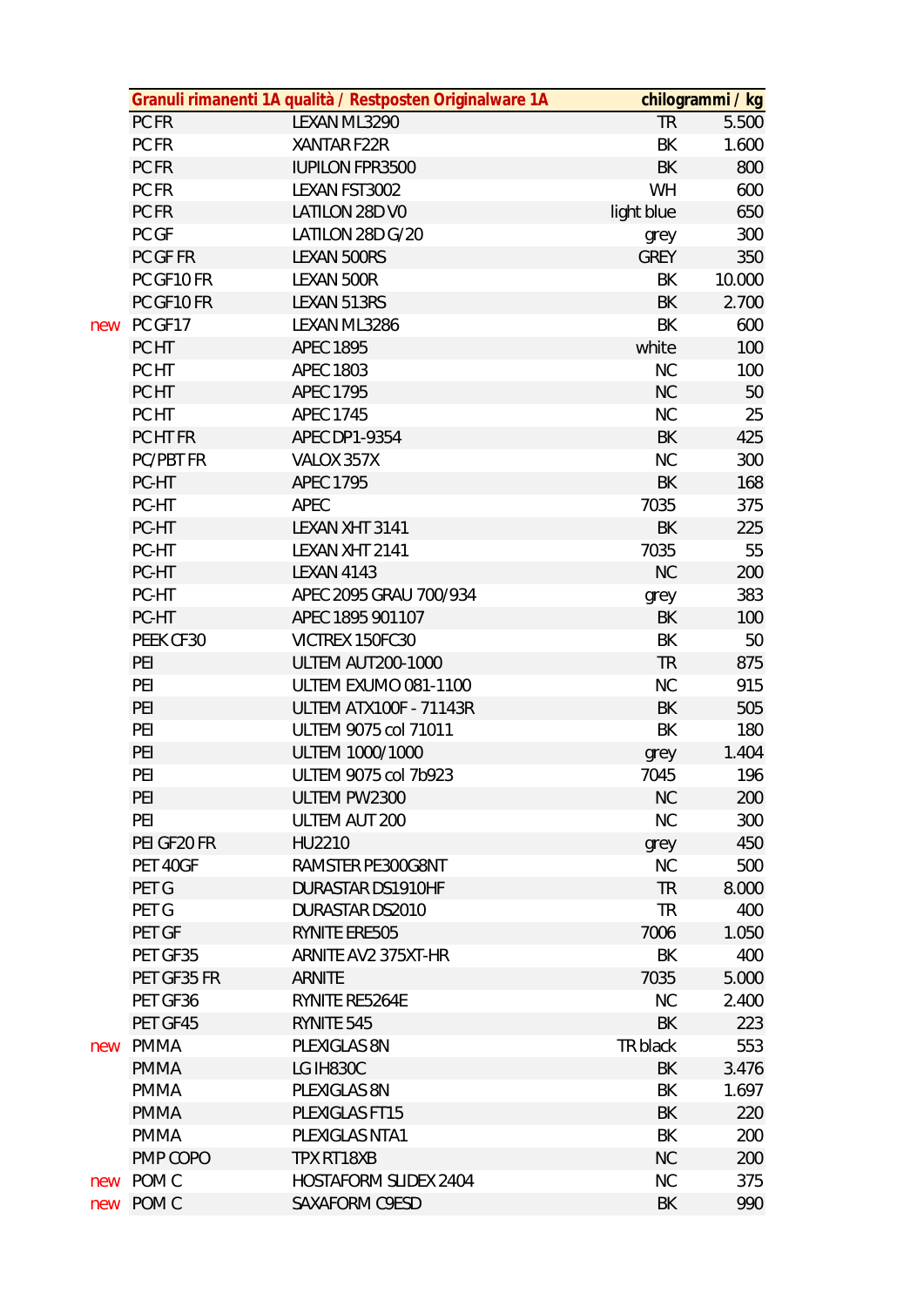| | Granuli rimanenti 1A qualità / Restposten Originalware 1A | | | chilogrammi / kg |
|---|---|---|---|---|
| | PC FR | LEXAN ML3290 | TR | 5.500 |
| | PC FR | XANTAR F22R | BK | 1.600 |
| | PC FR | IUPILON FPR3500 | BK | 800 |
| | PC FR | LEXAN FST3002 | WH | 600 |
| | PC FR | LATILON 28D V0 | light blue | 650 |
| | PC GF | LATILON 28D G/20 | grey | 300 |
| | PC GF FR | LEXAN 500RS | GREY | 350 |
| | PC GF10 FR | LEXAN 500R | BK | 10.000 |
| | PC GF10 FR | LEXAN 513RS | BK | 2.700 |
| new | PC GF17 | LEXAN ML3286 | BK | 600 |
| | PC HT | APEC 1895 | white | 100 |
| | PC HT | APEC 1803 | NC | 100 |
| | PC HT | APEC 1795 | NC | 50 |
| | PC HT | APEC 1745 | NC | 25 |
| | PC HT FR | APEC DP1-9354 | BK | 425 |
| | PC/PBT FR | VALOX 357X | NC | 300 |
| | PC-HT | APEC 1795 | BK | 168 |
| | PC-HT | APEC | 7035 | 375 |
| | PC-HT | LEXAN XHT 3141 | BK | 225 |
| | PC-HT | LEXAN XHT 2141 | 7035 | 55 |
| | PC-HT | LEXAN 4143 | NC | 200 |
| | PC-HT | APEC 2095 GRAU 700/934 | grey | 383 |
| | PC-HT | APEC 1895 901107 | BK | 100 |
| | PEEK CF30 | VICTREX 150FC30 | BK | 50 |
| | PEI | ULTEM AUT200-1000 | TR | 875 |
| | PEI | ULTEM EXUMO 081-1100 | NC | 915 |
| | PEI | ULTEM ATX100F - 71143R | BK | 505 |
| | PEI | ULTEM 9075 col 71011 | BK | 180 |
| | PEI | ULTEM 1000/1000 | grey | 1.404 |
| | PEI | ULTEM 9075 col 7b923 | 7045 | 196 |
| | PEI | ULTEM PW2300 | NC | 200 |
| | PEI | ULTEM AUT 200 | NC | 300 |
| | PEI GF20 FR | HU2210 | grey | 450 |
| | PET 40GF | RAMSTER PE300G8NT | NC | 500 |
| | PET G | DURASTAR DS1910HF | TR | 8.000 |
| | PET G | DURASTAR DS2010 | TR | 400 |
| | PET GF | RYNITE ERE505 | 7006 | 1.050 |
| | PET GF35 | ARNITE AV2 375XT-HR | BK | 400 |
| | PET GF35 FR | ARNITE | 7035 | 5.000 |
| | PET GF36 | RYNITE RE5264E | NC | 2.400 |
| | PET GF45 | RYNITE 545 | BK | 223 |
| new | PMMA | PLEXIGLAS 8N | TR black | 553 |
| | PMMA | LG IH830C | BK | 3.476 |
| | PMMA | PLEXIGLAS 8N | BK | 1.697 |
| | PMMA | PLEXIGLAS FT15 | BK | 220 |
| | PMMA | PLEXIGLAS NTA1 | BK | 200 |
| | PMP COPO | TPX RT18XB | NC | 200 |
| new | POM C | HOSTAFORM SLIDEX 2404 | NC | 375 |
| new | POM C | SAXAFORM C9ESD | BK | 990 |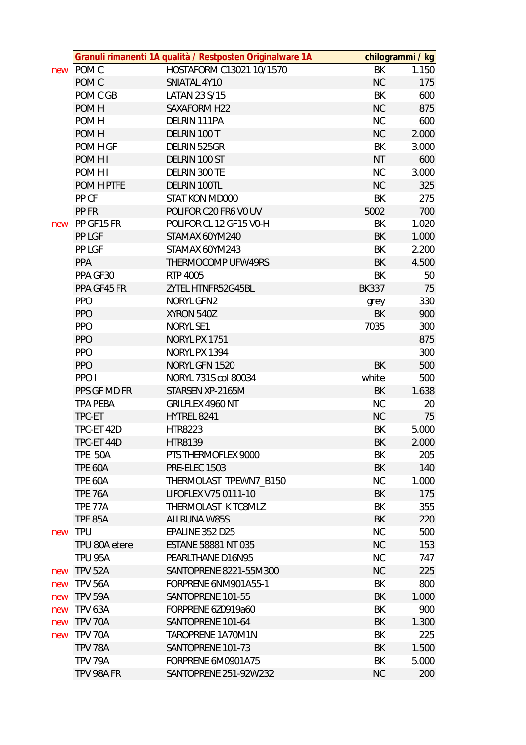| | Granuli rimanenti 1A qualità / Restposten Originalware 1A | | | chilogrammi / kg |
|---|---|---|---|---|
| new | POM C | HOSTAFORM C13021 10/1570 | BK | 1.150 |
| | POM C | SNIATAL 4Y10 | NC | 175 |
| | POM C GB | LATAN 23 S/15 | BK | 600 |
| | POM H | SAXAFORM H22 | NC | 875 |
| | POM H | DELRIN 111PA | NC | 600 |
| | POM H | DELRIN 100 T | NC | 2.000 |
| | POM H GF | DELRIN 525GR | BK | 3.000 |
| | POM H I | DELRIN 100 ST | NT | 600 |
| | POM H I | DELRIN 300 TE | NC | 3.000 |
| | POM H PTFE | DELRIN 100TL | NC | 325 |
| | PP CF | STAT KON MD000 | BK | 275 |
| | PP FR | POLIFOR C20 FR6 V0 UV | 5002 | 700 |
| new | PP GF15 FR | POLIFOR CL 12 GF15 V0-H | BK | 1.020 |
| | PP LGF | STAMAX 60YM240 | BK | 1.000 |
| | PP LGF | STAMAX 60YM243 | BK | 2.200 |
| | PPA | THERMOCOMP UFW49RS | BK | 4.500 |
| | PPA GF30 | RTP 4005 | BK | 50 |
| | PPA GF45 FR | ZYTEL HTNFR52G45BL | BK337 | 75 |
| | PPO | NORYL GFN2 | grey | 330 |
| | PPO | XYRON 540Z | BK | 900 |
| | PPO | NORYL SE1 | 7035 | 300 |
| | PPO | NORYL PX 1751 | | 875 |
| | PPO | NORYL PX 1394 | | 300 |
| | PPO | NORYL GFN 1520 | BK | 500 |
| | PPO I | NORYL 731S col 80034 | white | 500 |
| | PPS GF MD FR | STARSEN XP-2165M | BK | 1.638 |
| | TPA PEBA | GRILFLEX 4960 NT | NC | 20 |
| | TPC-ET | HYTREL 8241 | NC | 75 |
| | TPC-ET 42D | HTR8223 | BK | 5.000 |
| | TPC-ET 44D | HTR8139 | BK | 2.000 |
| | TPE 50A | PTS THERMOFLEX 9000 | BK | 205 |
| | TPE 60A | PRE-ELEC 1503 | BK | 140 |
| | TPE 60A | THERMOLAST TPEWN7_B150 | NC | 1.000 |
| | TPE 76A | LIFOFLEX V75 0111-10 | BK | 175 |
| | TPE 77A | THERMOLAST K TC8MLZ | BK | 355 |
| | TPE 85A | ALLRUNA W85S | BK | 220 |
| new | TPU | EPALINE 352 D25 | NC | 500 |
| | TPU 80A etere | ESTANE 58881 NT 035 | NC | 153 |
| | TPU 95A | PEARLTHANE D16N95 | NC | 747 |
| new | TPV 52A | SANTOPRENE 8221-55M300 | NC | 225 |
| new | TPV 56A | FORPRENE 6NM901A55-1 | BK | 800 |
| new | TPV 59A | SANTOPRENE 101-55 | BK | 1.000 |
| new | TPV 63A | FORPRENE 6Z0919a60 | BK | 900 |
| new | TPV 70A | SANTOPRENE 101-64 | BK | 1.300 |
| new | TPV 70A | TAROPRENE 1A70M1N | BK | 225 |
| | TPV 78A | SANTOPRENE 101-73 | BK | 1.500 |
| | TPV 79A | FORPRENE 6M0901A75 | BK | 5.000 |
| | TPV 98A FR | SANTOPRENE 251-92W232 | NC | 200 |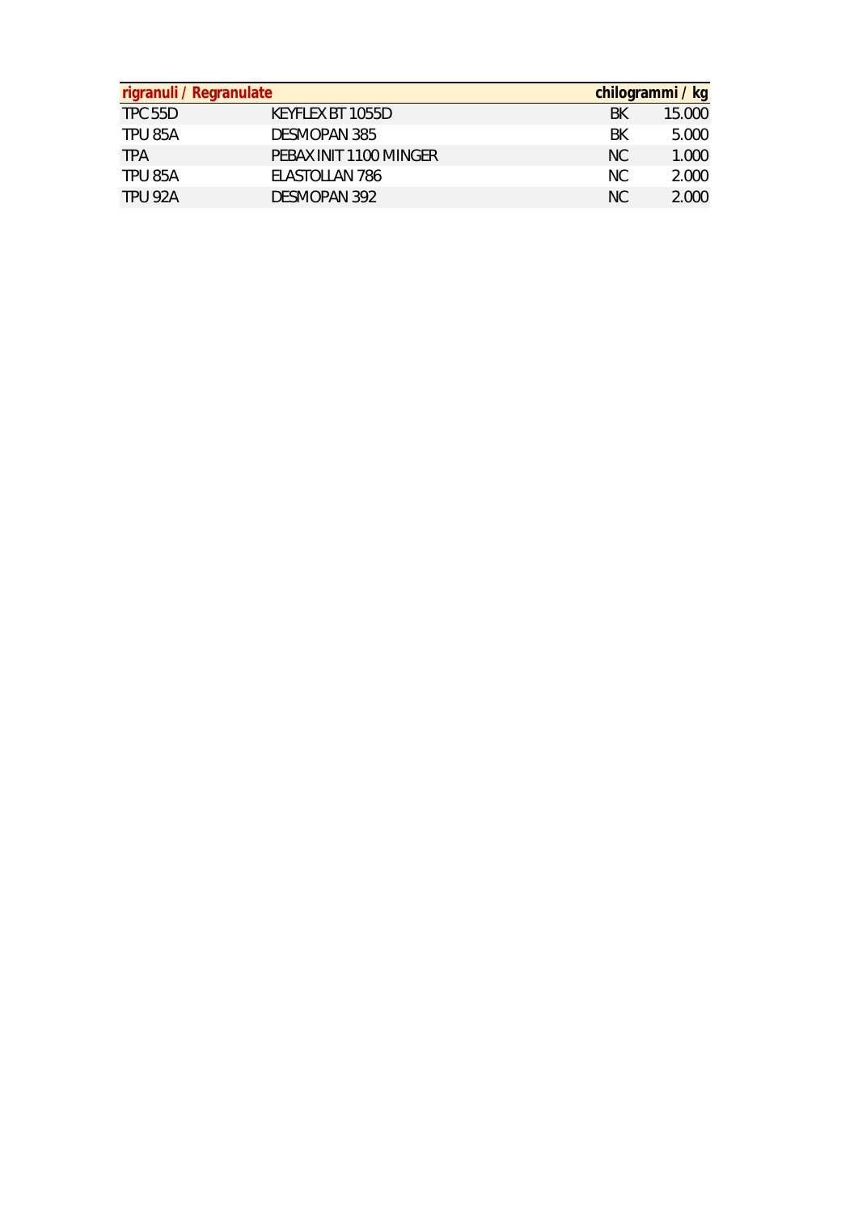| rigranuli / Regranulate | | chilogrammi / kg | |
|---|---|---|---|
| TPC 55D | KEYFLEX BT 1055D | BK | 15.000 |
| TPU 85A | DESMOPAN 385 | BK | 5.000 |
| TPA | PEBAX INIT 1100 MINGER | NC | 1.000 |
| TPU 85A | ELASTOLLAN 786 | NC | 2.000 |
| TPU 92A | DESMOPAN 392 | NC | 2.000 |